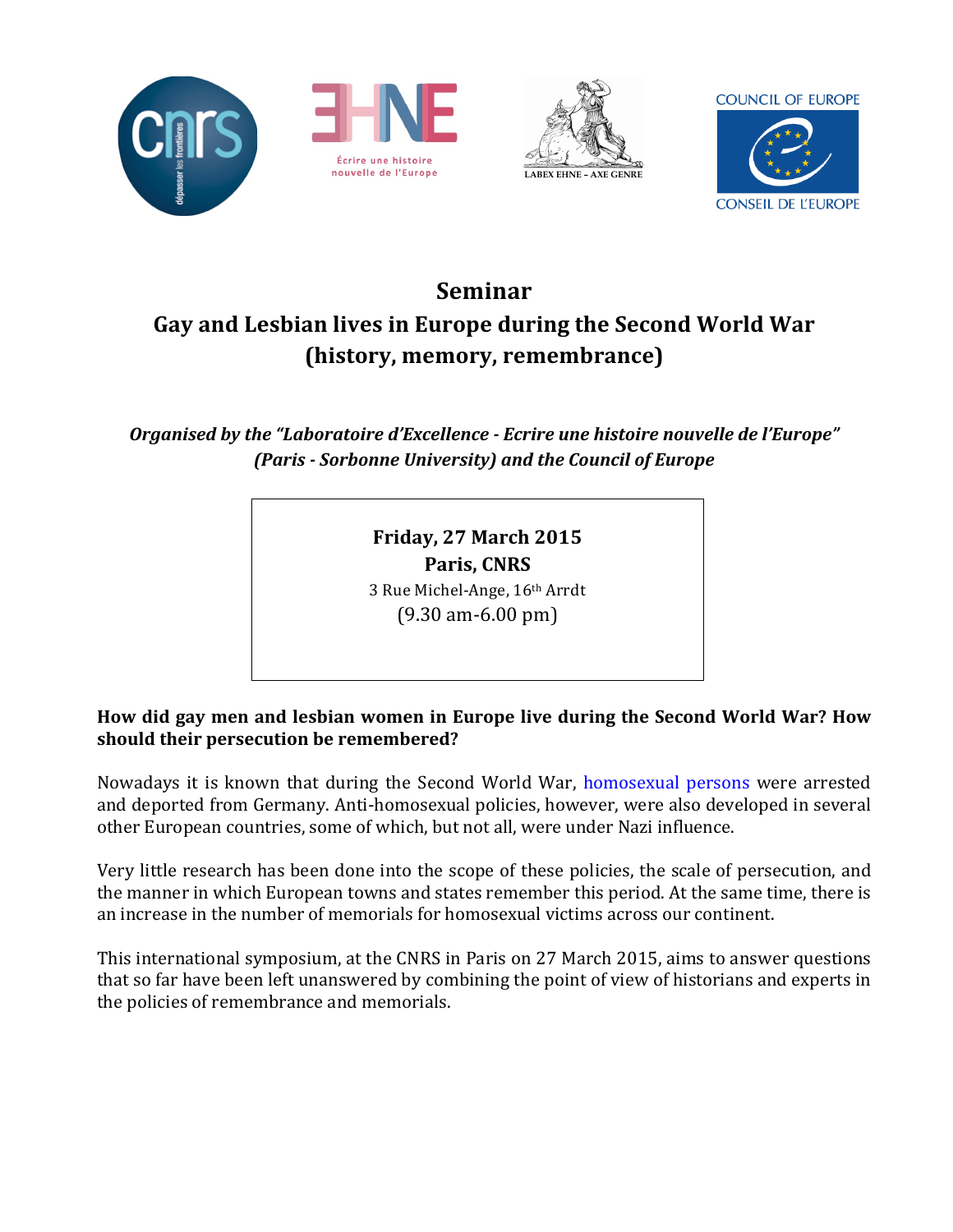# Seminar

# Gay and Lesbian lives in Europe during the Second World War (history, memory, remembrance)

***Organised by the "Laboratoire d'Excellence - Ecrire une histoire nouvelle de l'Europe" (Paris - Sorbonne University) and the Council of Europe***

**Friday, 27 March 2015**
**Paris, CNRS**
3 Rue Michel-Ange, 16th Arrdt
(9.30 am-6.00 pm)

**How did gay men and lesbian women in Europe live during the Second World War? How should their persecution be remembered?**

Nowadays it is known that during the Second World War, homosexual persons were arrested and deported from Germany. Anti-homosexual policies, however, were also developed in several other European countries, some of which, but not all, were under Nazi influence.

Very little research has been done into the scope of these policies, the scale of persecution, and the manner in which European towns and states remember this period. At the same time, there is an increase in the number of memorials for homosexual victims across our continent.

This international symposium, at the CNRS in Paris on 27 March 2015, aims to answer questions that so far have been left unanswered by combining the point of view of historians and experts in the policies of remembrance and memorials.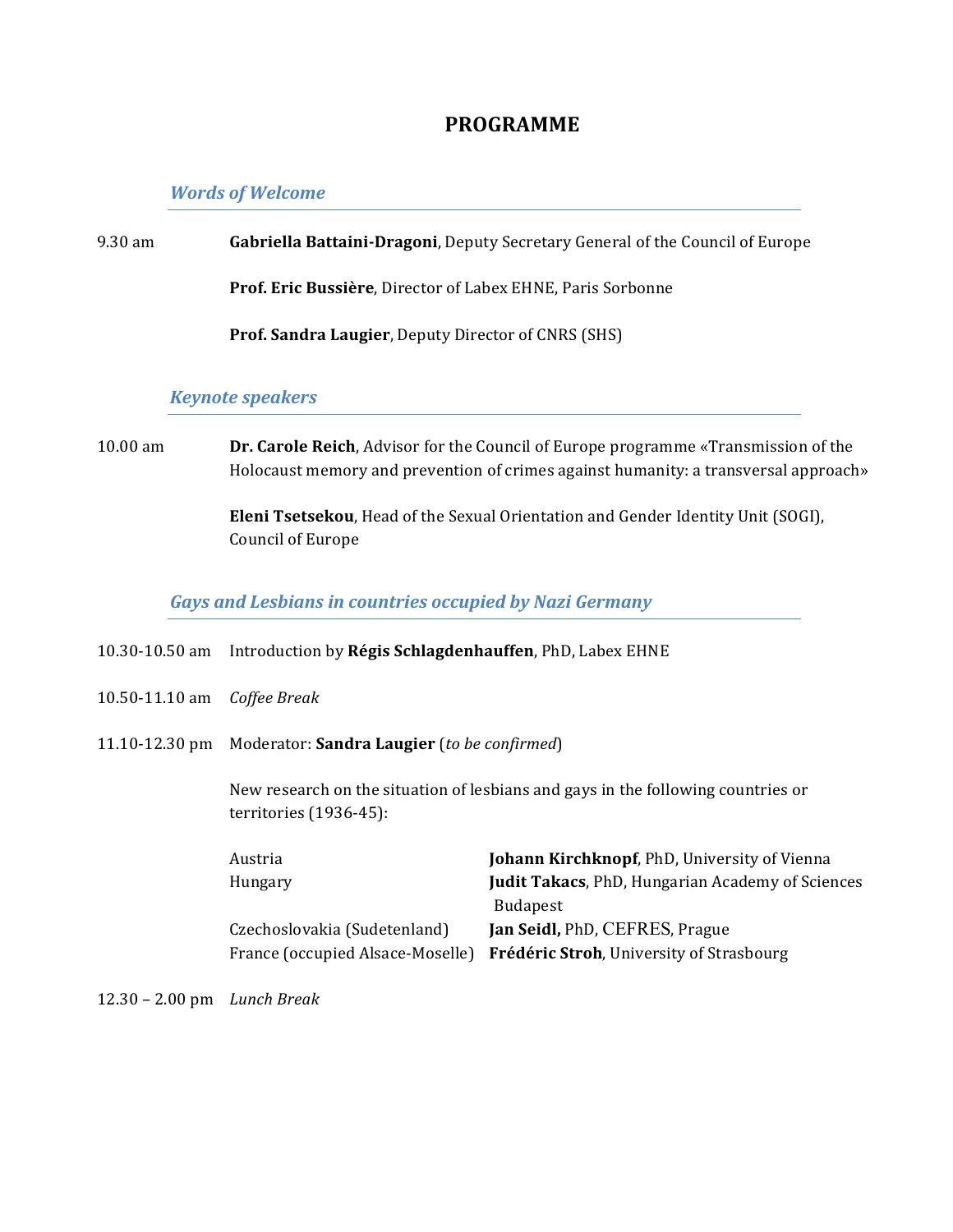# PROGRAMME

## *Words of Welcome*

9.30 am **Gabriella Battaini-Dragoni**, Deputy Secretary General of the Council of Europe

**Prof. Eric Bussière**, Director of Labex EHNE, Paris Sorbonne

**Prof. Sandra Laugier**, Deputy Director of CNRS (SHS)

## *Keynote speakers*

10.00 am **Dr. Carole Reich**, Advisor for the Council of Europe programme «Transmission of the Holocaust memory and prevention of crimes against humanity: a transversal approach»

**Eleni Tsetsekou**, Head of the Sexual Orientation and Gender Identity Unit (SOGI), Council of Europe

## *Gays and Lesbians in countries occupied by Nazi Germany*

10.30-10.50 am Introduction by **Régis Schlagdenhauffen**, PhD, Labex EHNE

10.50-11.10 am *Coffee Break*

11.10-12.30 pm Moderator: **Sandra Laugier** (*to be confirmed*)

New research on the situation of lesbians and gays in the following countries or territories (1936-45):

| | |
|---|---|
| Austria | **Johann Kirchknopf**, PhD, University of Vienna |
| Hungary | **Judit Takacs**, PhD, Hungarian Academy of Sciences Budapest |
| Czechoslovakia (Sudetenland) | **Jan Seidl,** PhD, CEFRES, Prague |
| France (occupied Alsace-Moselle) | **Frédéric Stroh**, University of Strasbourg |

12.30 – 2.00 pm *Lunch Break*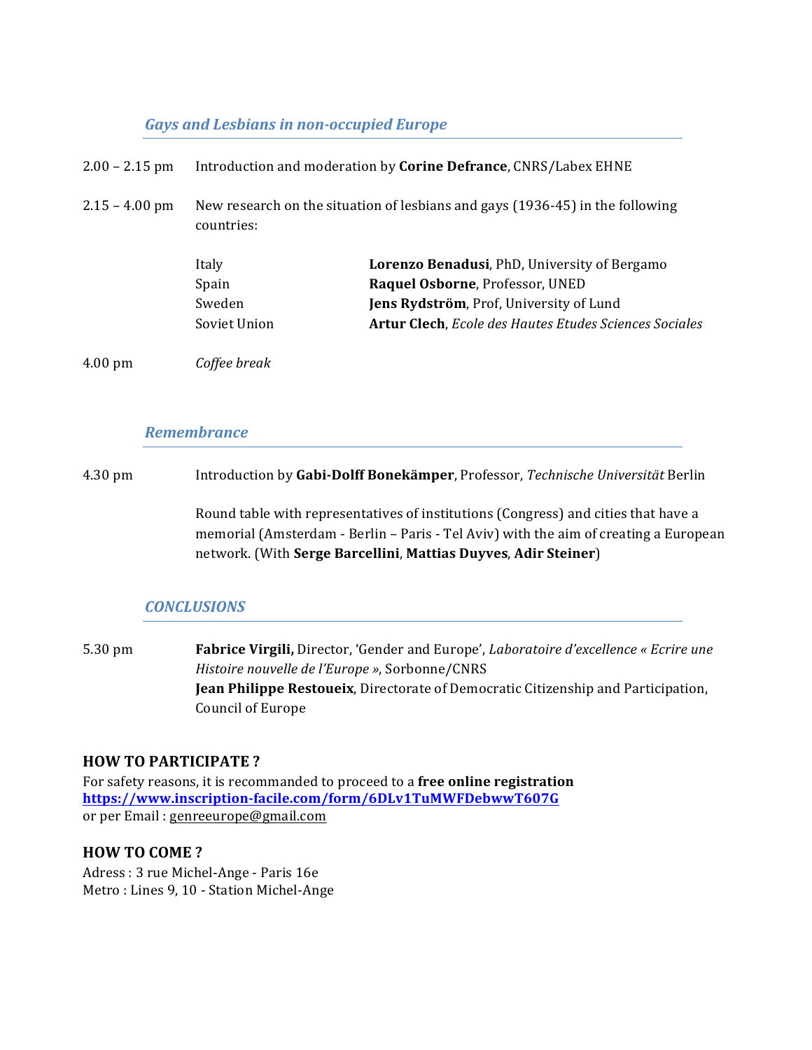### *Gays and Lesbians in non-occupied Europe*

| | |
|---|---|
| 2.00 – 2.15 pm | Introduction and moderation by **Corine Defrance**, CNRS/Labex EHNE |
| 2.15 – 4.00 pm | New research on the situation of lesbians and gays (1936-45) in the following countries: |

| | |
|---|---|
| Italy | **Lorenzo Benadusi**, PhD, University of Bergamo |
| Spain | **Raquel Osborne**, Professor, UNED |
| Sweden | **Jens Rydström**, Prof, University of Lund |
| Soviet Union | **Artur Clech**, *Ecole des Hautes Etudes Sciences Sociales* |

4.00 pm *Coffee break*

### *Remembrance*

4.30 pm Introduction by **Gabi-Dolff Bonekämper**, Professor, *Technische Universität* Berlin

Round table with representatives of institutions (Congress) and cities that have a memorial (Amsterdam - Berlin – Paris - Tel Aviv) with the aim of creating a European network. (With **Serge Barcellini**, **Mattias Duyves**, **Adir Steiner**)

### *CONCLUSIONS*

5.30 pm **Fabrice Virgili,** Director, 'Gender and Europe', *Laboratoire d'excellence « Ecrire une Histoire nouvelle de l'Europe »*, Sorbonne/CNRS
**Jean Philippe Restoueix**, Directorate of Democratic Citizenship and Participation, Council of Europe

## HOW TO PARTICIPATE ?

For safety reasons, it is recommanded to proceed to a **free online registration**
**https://www.inscription-facile.com/form/6DLv1TuMWFDebwwT607G**
or per Email : genreeurope@gmail.com

## HOW TO COME ?

Adress : 3 rue Michel-Ange - Paris 16e
Metro : Lines 9, 10 - Station Michel-Ange